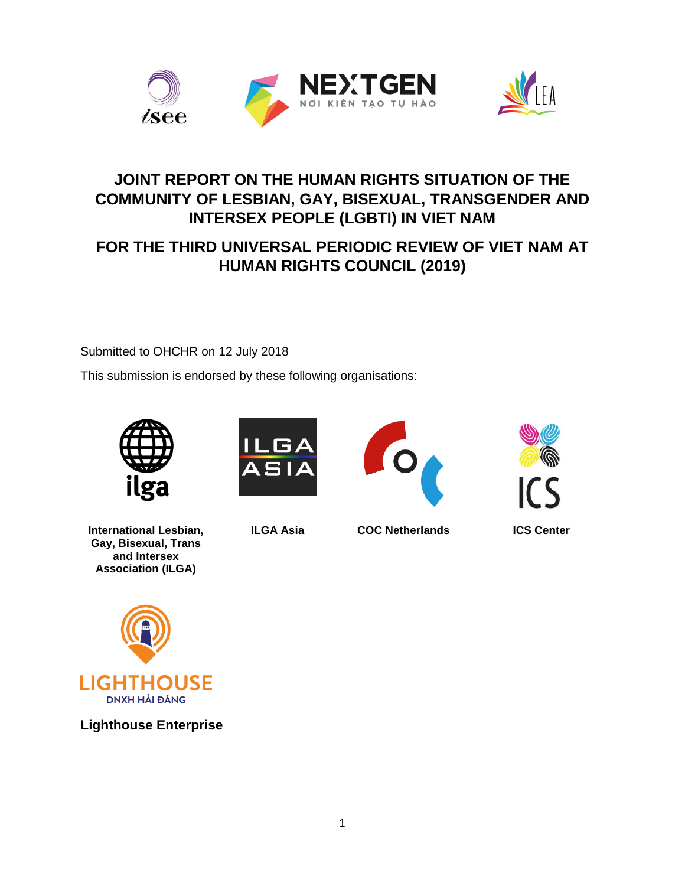# JOINT REPORT ON THE HUMAN RIGHTS SITUATION OF THE COMMUNITY OF LESBIAN, GAY, BISEXUAL, TRANSGENDER AND INTERSEX PEOPLE (LGBTI) IN VIET NAM

## FOR THE THIRD UNIVERSAL PERIODIC REVIEW OF VIET NAM AT HUMAN RIGHTS COUNCIL (2019)

Submitted to OHCHR on 12 July 2018

This submission is endorsed by these following organisations:

**International Lesbian, Gay, Bisexual, Trans and Intersex Association (ILGA)**

**ILGA Asia**

**COC Netherlands**

**ICS Center**

**Lighthouse Enterprise**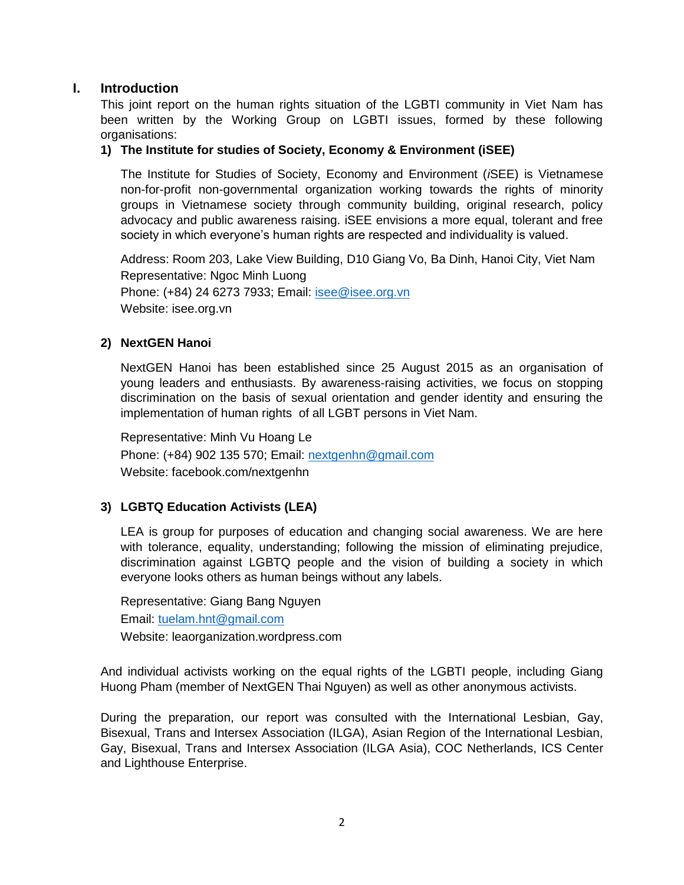## I. Introduction

This joint report on the human rights situation of the LGBTI community in Viet Nam has been written by the Working Group on LGBTI issues, formed by these following organisations:

### 1) The Institute for studies of Society, Economy & Environment (iSEE)

The Institute for Studies of Society, Economy and Environment (*i*SEE) is Vietnamese non-for-profit non-governmental organization working towards the rights of minority groups in Vietnamese society through community building, original research, policy advocacy and public awareness raising. iSEE envisions a more equal, tolerant and free society in which everyone's human rights are respected and individuality is valued.

Address: Room 203, Lake View Building, D10 Giang Vo, Ba Dinh, Hanoi City, Viet Nam
Representative: Ngoc Minh Luong
Phone: (+84) 24 6273 7933; Email: isee@isee.org.vn
Website: isee.org.vn

### 2) NextGEN Hanoi

NextGEN Hanoi has been established since 25 August 2015 as an organisation of young leaders and enthusiasts. By awareness-raising activities, we focus on stopping discrimination on the basis of sexual orientation and gender identity and ensuring the implementation of human rights of all LGBT persons in Viet Nam.

Representative: Minh Vu Hoang Le
Phone: (+84) 902 135 570; Email: nextgenhn@gmail.com
Website: facebook.com/nextgenhn

### 3) LGBTQ Education Activists (LEA)

LEA is group for purposes of education and changing social awareness. We are here with tolerance, equality, understanding; following the mission of eliminating prejudice, discrimination against LGBTQ people and the vision of building a society in which everyone looks others as human beings without any labels.

Representative: Giang Bang Nguyen
Email: tuelam.hnt@gmail.com
Website: leaorganization.wordpress.com

And individual activists working on the equal rights of the LGBTI people, including Giang Huong Pham (member of NextGEN Thai Nguyen) as well as other anonymous activists.

During the preparation, our report was consulted with the International Lesbian, Gay, Bisexual, Trans and Intersex Association (ILGA), Asian Region of the International Lesbian, Gay, Bisexual, Trans and Intersex Association (ILGA Asia), COC Netherlands, ICS Center and Lighthouse Enterprise.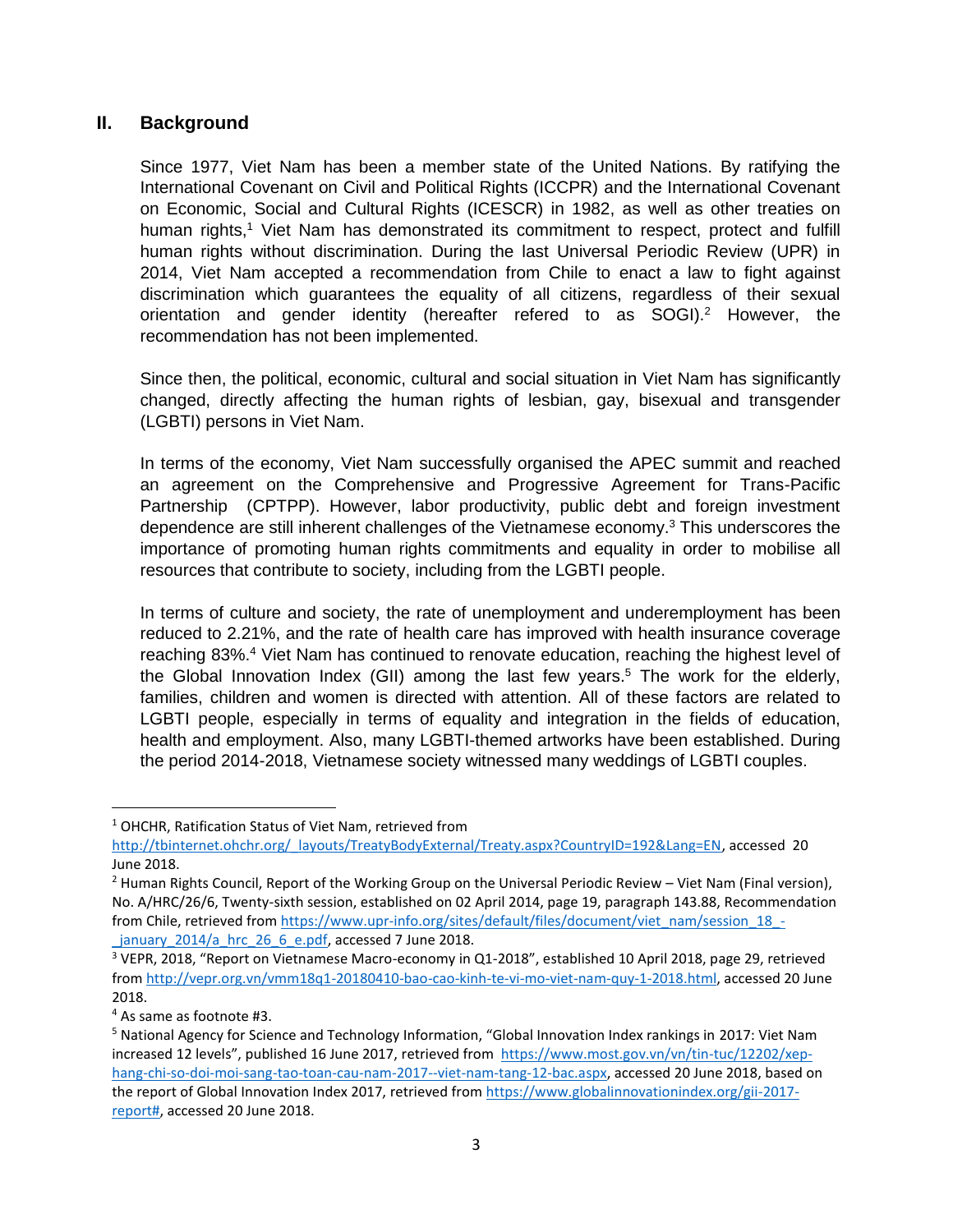## II. Background

Since 1977, Viet Nam has been a member state of the United Nations. By ratifying the International Covenant on Civil and Political Rights (ICCPR) and the International Covenant on Economic, Social and Cultural Rights (ICESCR) in 1982, as well as other treaties on human rights,[1] Viet Nam has demonstrated its commitment to respect, protect and fulfill human rights without discrimination. During the last Universal Periodic Review (UPR) in 2014, Viet Nam accepted a recommendation from Chile to enact a law to fight against discrimination which guarantees the equality of all citizens, regardless of their sexual orientation and gender identity (hereafter refered to as SOGI).[2] However, the recommendation has not been implemented.

Since then, the political, economic, cultural and social situation in Viet Nam has significantly changed, directly affecting the human rights of lesbian, gay, bisexual and transgender (LGBTI) persons in Viet Nam.

In terms of the economy, Viet Nam successfully organised the APEC summit and reached an agreement on the Comprehensive and Progressive Agreement for Trans-Pacific Partnership (CPTPP). However, labor productivity, public debt and foreign investment dependence are still inherent challenges of the Vietnamese economy.[3] This underscores the importance of promoting human rights commitments and equality in order to mobilise all resources that contribute to society, including from the LGBTI people.

In terms of culture and society, the rate of unemployment and underemployment has been reduced to 2.21%, and the rate of health care has improved with health insurance coverage reaching 83%.[4] Viet Nam has continued to renovate education, reaching the highest level of the Global Innovation Index (GII) among the last few years.[5] The work for the elderly, families, children and women is directed with attention. All of these factors are related to LGBTI people, especially in terms of equality and integration in the fields of education, health and employment. Also, many LGBTI-themed artworks have been established. During the period 2014-2018, Vietnamese society witnessed many weddings of LGBTI couples.

---

[1] OHCHR, Ratification Status of Viet Nam, retrieved from http://tbinternet.ohchr.org/_layouts/TreatyBodyExternal/Treaty.aspx?CountryID=192&Lang=EN, accessed 20 June 2018.

[2] Human Rights Council, Report of the Working Group on the Universal Periodic Review – Viet Nam (Final version), No. A/HRC/26/6, Twenty-sixth session, established on 02 April 2014, page 19, paragraph 143.88, Recommendation from Chile, retrieved from https://www.upr-info.org/sites/default/files/document/viet_nam/session_18_-_january_2014/a_hrc_26_6_e.pdf, accessed 7 June 2018.

[3] VEPR, 2018, "Report on Vietnamese Macro-economy in Q1-2018", established 10 April 2018, page 29, retrieved from http://vepr.org.vn/vmm18q1-20180410-bao-cao-kinh-te-vi-mo-viet-nam-quy-1-2018.html, accessed 20 June 2018.

[4] As same as footnote #3.

[5] National Agency for Science and Technology Information, "Global Innovation Index rankings in 2017: Viet Nam increased 12 levels", published 16 June 2017, retrieved from https://www.most.gov.vn/vn/tin-tuc/12202/xep-hang-chi-so-doi-moi-sang-tao-toan-cau-nam-2017--viet-nam-tang-12-bac.aspx, accessed 20 June 2018, based on the report of Global Innovation Index 2017, retrieved from https://www.globalinnovationindex.org/gii-2017-report#, accessed 20 June 2018.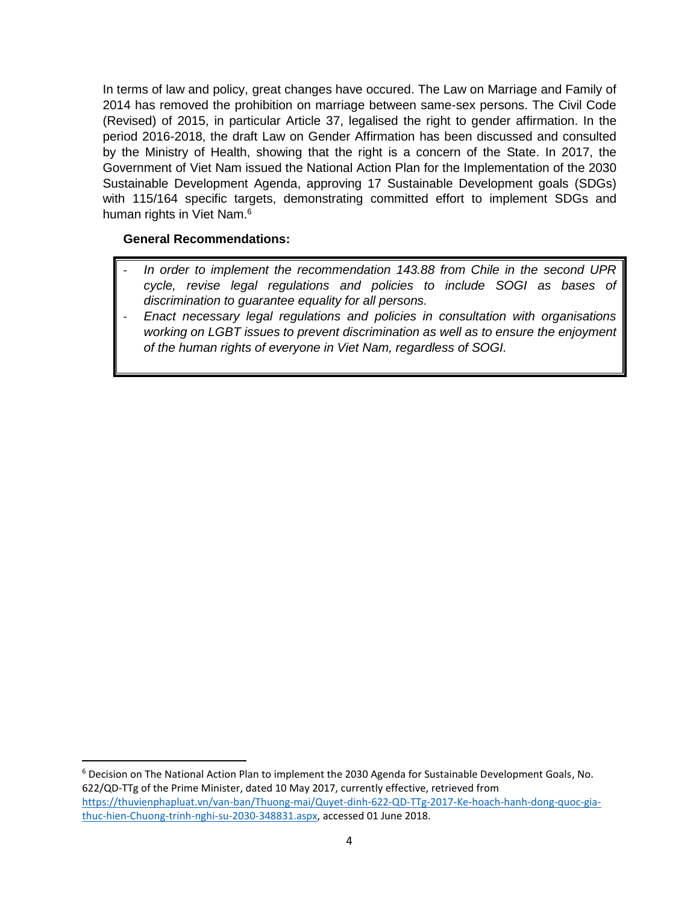In terms of law and policy, great changes have occured. The Law on Marriage and Family of 2014 has removed the prohibition on marriage between same-sex persons. The Civil Code (Revised) of 2015, in particular Article 37, legalised the right to gender affirmation. In the period 2016-2018, the draft Law on Gender Affirmation has been discussed and consulted by the Ministry of Health, showing that the right is a concern of the State. In 2017, the Government of Viet Nam issued the National Action Plan for the Implementation of the 2030 Sustainable Development Agenda, approving 17 Sustainable Development goals (SDGs) with 115/164 specific targets, demonstrating committed effort to implement SDGs and human rights in Viet Nam.[6]

**General Recommendations:**

- *In order to implement the recommendation 143.88 from Chile in the second UPR cycle, revise legal regulations and policies to include SOGI as bases of discrimination to guarantee equality for all persons.*
- *Enact necessary legal regulations and policies in consultation with organisations working on LGBT issues to prevent discrimination as well as to ensure the enjoyment of the human rights of everyone in Viet Nam, regardless of SOGI.*

---

[6] Decision on The National Action Plan to implement the 2030 Agenda for Sustainable Development Goals, No. 622/QD-TTg of the Prime Minister, dated 10 May 2017, currently effective, retrieved from https://thuvienphapluat.vn/van-ban/Thuong-mai/Quyet-dinh-622-QD-TTg-2017-Ke-hoach-hanh-dong-quoc-gia-thuc-hien-Chuong-trinh-nghi-su-2030-348831.aspx, accessed 01 June 2018.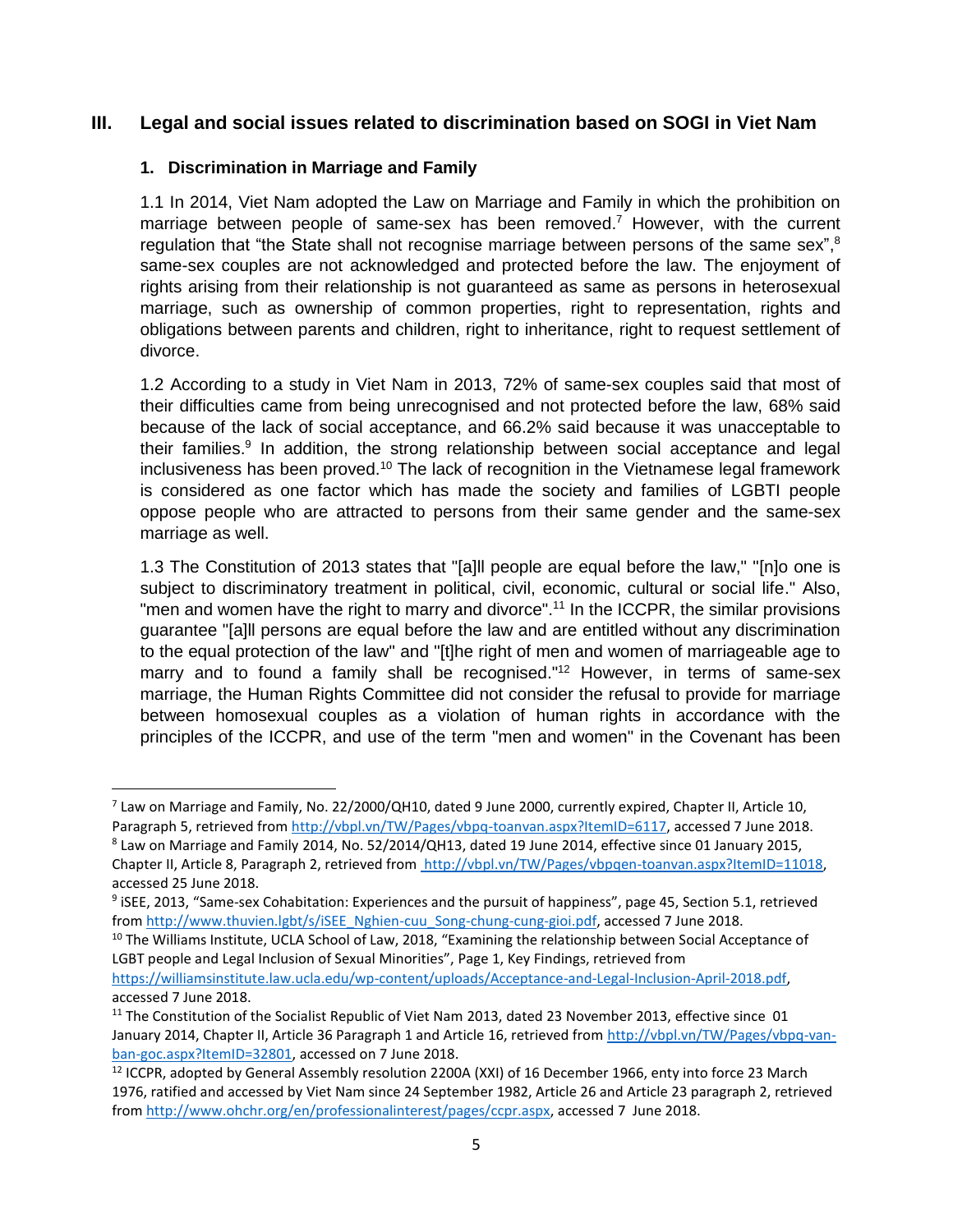## III. Legal and social issues related to discrimination based on SOGI in Viet Nam

### 1. Discrimination in Marriage and Family

1.1 In 2014, Viet Nam adopted the Law on Marriage and Family in which the prohibition on marriage between people of same-sex has been removed.[7] However, with the current regulation that "the State shall not recognise marriage between persons of the same sex",[8] same-sex couples are not acknowledged and protected before the law. The enjoyment of rights arising from their relationship is not guaranteed as same as persons in heterosexual marriage, such as ownership of common properties, right to representation, rights and obligations between parents and children, right to inheritance, right to request settlement of divorce.

1.2 According to a study in Viet Nam in 2013, 72% of same-sex couples said that most of their difficulties came from being unrecognised and not protected before the law, 68% said because of the lack of social acceptance, and 66.2% said because it was unacceptable to their families.[9] In addition, the strong relationship between social acceptance and legal inclusiveness has been proved.[10] The lack of recognition in the Vietnamese legal framework is considered as one factor which has made the society and families of LGBTI people oppose people who are attracted to persons from their same gender and the same-sex marriage as well.

1.3 The Constitution of 2013 states that "[a]ll people are equal before the law," "[n]o one is subject to discriminatory treatment in political, civil, economic, cultural or social life." Also, "men and women have the right to marry and divorce".[11] In the ICCPR, the similar provisions guarantee "[a]ll persons are equal before the law and are entitled without any discrimination to the equal protection of the law" and "[t]he right of men and women of marriageable age to marry and to found a family shall be recognised."[12] However, in terms of same-sex marriage, the Human Rights Committee did not consider the refusal to provide for marriage between homosexual couples as a violation of human rights in accordance with the principles of the ICCPR, and use of the term "men and women" in the Covenant has been

---

[7] Law on Marriage and Family, No. 22/2000/QH10, dated 9 June 2000, currently expired, Chapter II, Article 10, Paragraph 5, retrieved from http://vbpl.vn/TW/Pages/vbpq-toanvan.aspx?ItemID=6117, accessed 7 June 2018.

[8] Law on Marriage and Family 2014, No. 52/2014/QH13, dated 19 June 2014, effective since 01 January 2015, Chapter II, Article 8, Paragraph 2, retrieved from http://vbpl.vn/TW/Pages/vbpqen-toanvan.aspx?ItemID=11018, accessed 25 June 2018.

[9] iSEE, 2013, "Same-sex Cohabitation: Experiences and the pursuit of happiness", page 45, Section 5.1, retrieved from http://www.thuvien.lgbt/s/iSEE_Nghien-cuu_Song-chung-cung-gioi.pdf, accessed 7 June 2018.

[10] The Williams Institute, UCLA School of Law, 2018, "Examining the relationship between Social Acceptance of LGBT people and Legal Inclusion of Sexual Minorities", Page 1, Key Findings, retrieved from https://williamsinstitute.law.ucla.edu/wp-content/uploads/Acceptance-and-Legal-Inclusion-April-2018.pdf, accessed 7 June 2018.

[11] The Constitution of the Socialist Republic of Viet Nam 2013, dated 23 November 2013, effective since 01 January 2014, Chapter II, Article 36 Paragraph 1 and Article 16, retrieved from http://vbpl.vn/TW/Pages/vbpq-van-ban-goc.aspx?ItemID=32801, accessed on 7 June 2018.

[12] ICCPR, adopted by General Assembly resolution 2200A (XXI) of 16 December 1966, enty into force 23 March 1976, ratified and accessed by Viet Nam since 24 September 1982, Article 26 and Article 23 paragraph 2, retrieved from http://www.ohchr.org/en/professionalinterest/pages/ccpr.aspx, accessed 7 June 2018.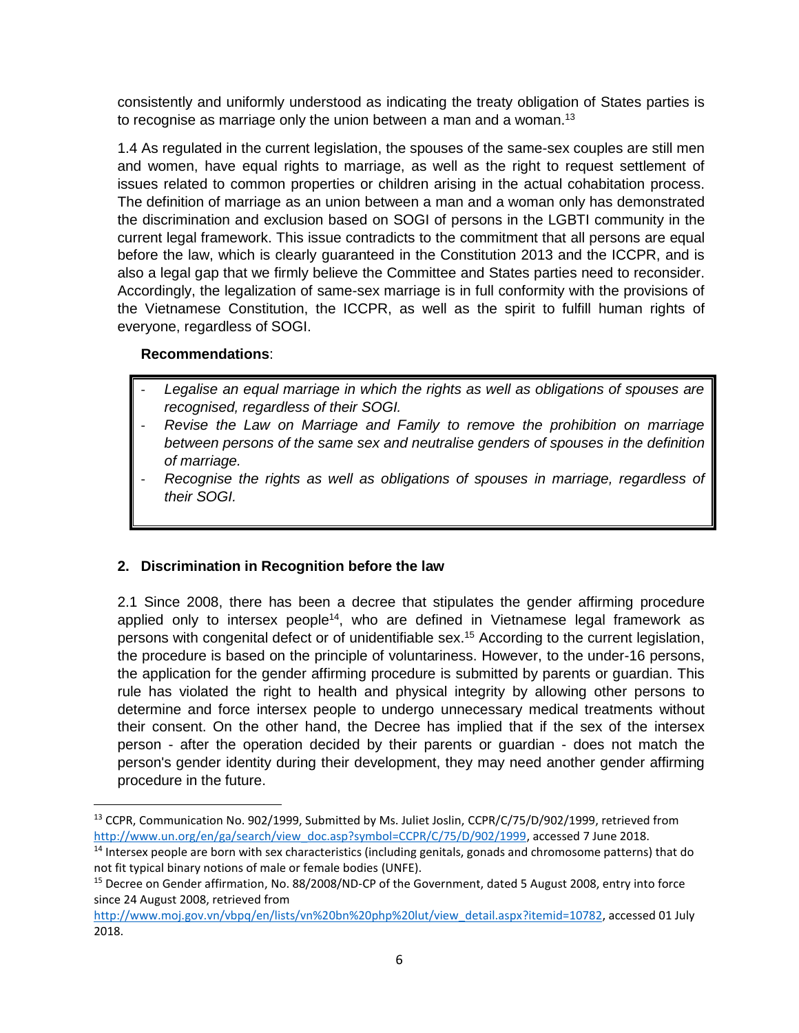consistently and uniformly understood as indicating the treaty obligation of States parties is to recognise as marriage only the union between a man and a woman.[13]

1.4 As regulated in the current legislation, the spouses of the same-sex couples are still men and women, have equal rights to marriage, as well as the right to request settlement of issues related to common properties or children arising in the actual cohabitation process. The definition of marriage as an union between a man and a woman only has demonstrated the discrimination and exclusion based on SOGI of persons in the LGBTI community in the current legal framework. This issue contradicts to the commitment that all persons are equal before the law, which is clearly guaranteed in the Constitution 2013 and the ICCPR, and is also a legal gap that we firmly believe the Committee and States parties need to reconsider. Accordingly, the legalization of same-sex marriage is in full conformity with the provisions of the Vietnamese Constitution, the ICCPR, as well as the spirit to fulfill human rights of everyone, regardless of SOGI.

**Recommendations**:

- *Legalise an equal marriage in which the rights as well as obligations of spouses are recognised, regardless of their SOGI.*
- *Revise the Law on Marriage and Family to remove the prohibition on marriage between persons of the same sex and neutralise genders of spouses in the definition of marriage.*
- *Recognise the rights as well as obligations of spouses in marriage, regardless of their SOGI.*

## 2. Discrimination in Recognition before the law

2.1 Since 2008, there has been a decree that stipulates the gender affirming procedure applied only to intersex people[14], who are defined in Vietnamese legal framework as persons with congenital defect or of unidentifiable sex.[15] According to the current legislation, the procedure is based on the principle of voluntariness. However, to the under-16 persons, the application for the gender affirming procedure is submitted by parents or guardian. This rule has violated the right to health and physical integrity by allowing other persons to determine and force intersex people to undergo unnecessary medical treatments without their consent. On the other hand, the Decree has implied that if the sex of the intersex person - after the operation decided by their parents or guardian - does not match the person's gender identity during their development, they may need another gender affirming procedure in the future.

---

[13] CCPR, Communication No. 902/1999, Submitted by Ms. Juliet Joslin, CCPR/C/75/D/902/1999, retrieved from http://www.un.org/en/ga/search/view_doc.asp?symbol=CCPR/C/75/D/902/1999, accessed 7 June 2018.

[14] Intersex people are born with sex characteristics (including genitals, gonads and chromosome patterns) that do not fit typical binary notions of male or female bodies (UNFE).

[15] Decree on Gender affirmation, No. 88/2008/ND-CP of the Government, dated 5 August 2008, entry into force since 24 August 2008, retrieved from http://www.moj.gov.vn/vbpq/en/lists/vn%20bn%20php%20lut/view_detail.aspx?itemid=10782, accessed 01 July 2018.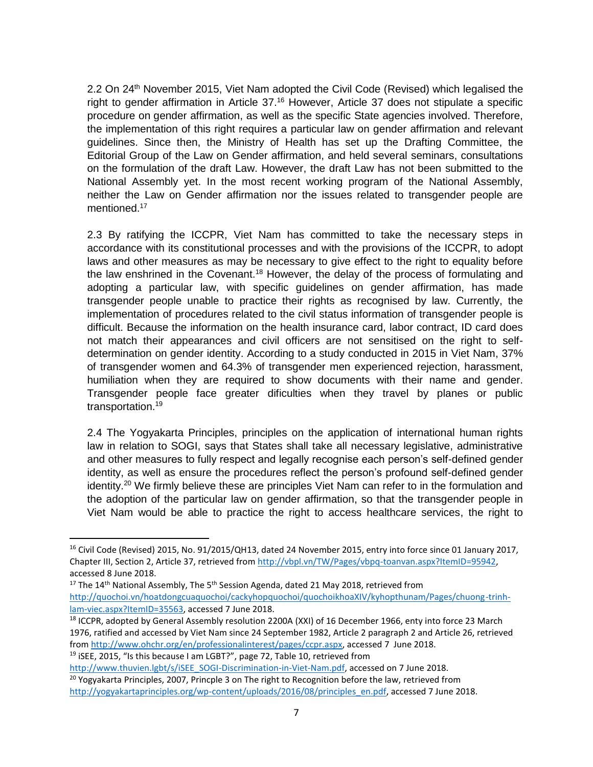2.2 On 24th November 2015, Viet Nam adopted the Civil Code (Revised) which legalised the right to gender affirmation in Article 37.[16] However, Article 37 does not stipulate a specific procedure on gender affirmation, as well as the specific State agencies involved. Therefore, the implementation of this right requires a particular law on gender affirmation and relevant guidelines. Since then, the Ministry of Health has set up the Drafting Committee, the Editorial Group of the Law on Gender affirmation, and held several seminars, consultations on the formulation of the draft Law. However, the draft Law has not been submitted to the National Assembly yet. In the most recent working program of the National Assembly, neither the Law on Gender affirmation nor the issues related to transgender people are mentioned.[17]

2.3 By ratifying the ICCPR, Viet Nam has committed to take the necessary steps in accordance with its constitutional processes and with the provisions of the ICCPR, to adopt laws and other measures as may be necessary to give effect to the right to equality before the law enshrined in the Covenant.[18] However, the delay of the process of formulating and adopting a particular law, with specific guidelines on gender affirmation, has made transgender people unable to practice their rights as recognised by law. Currently, the implementation of procedures related to the civil status information of transgender people is difficult. Because the information on the health insurance card, labor contract, ID card does not match their appearances and civil officers are not sensitised on the right to self-determination on gender identity. According to a study conducted in 2015 in Viet Nam, 37% of transgender women and 64.3% of transgender men experienced rejection, harassment, humiliation when they are required to show documents with their name and gender. Transgender people face greater dificulties when they travel by planes or public transportation.[19]

2.4 The Yogyakarta Principles, principles on the application of international human rights law in relation to SOGI, says that States shall take all necessary legislative, administrative and other measures to fully respect and legally recognise each person's self-defined gender identity, as well as ensure the procedures reflect the person's profound self-defined gender identity.[20] We firmly believe these are principles Viet Nam can refer to in the formulation and the adoption of the particular law on gender affirmation, so that the transgender people in Viet Nam would be able to practice the right to access healthcare services, the right to

---

[16] Civil Code (Revised) 2015, No. 91/2015/QH13, dated 24 November 2015, entry into force since 01 January 2017, Chapter III, Section 2, Article 37, retrieved from http://vbpl.vn/TW/Pages/vbpq-toanvan.aspx?ItemID=95942, accessed 8 June 2018.

[17] The 14th National Assembly, The 5th Session Agenda, dated 21 May 2018, retrieved from http://quochoi.vn/hoatdongcuaquochoi/cackyhopquochoi/quochoikhoaXIV/kyhopthunam/Pages/chuong-trinh-lam-viec.aspx?ItemID=35563, accessed 7 June 2018.

[18] ICCPR, adopted by General Assembly resolution 2200A (XXI) of 16 December 1966, enty into force 23 March 1976, ratified and accessed by Viet Nam since 24 September 1982, Article 2 paragraph 2 and Article 26, retrieved from http://www.ohchr.org/en/professionalinterest/pages/ccpr.aspx, accessed 7 June 2018.

[19] iSEE, 2015, "Is this because I am LGBT?", page 72, Table 10, retrieved from http://www.thuvien.lgbt/s/iSEE_SOGI-Discrimination-in-Viet-Nam.pdf, accessed on 7 June 2018.

[20] Yogyakarta Principles, 2007, Princple 3 on The right to Recognition before the law, retrieved from http://yogyakartaprinciples.org/wp-content/uploads/2016/08/principles_en.pdf, accessed 7 June 2018.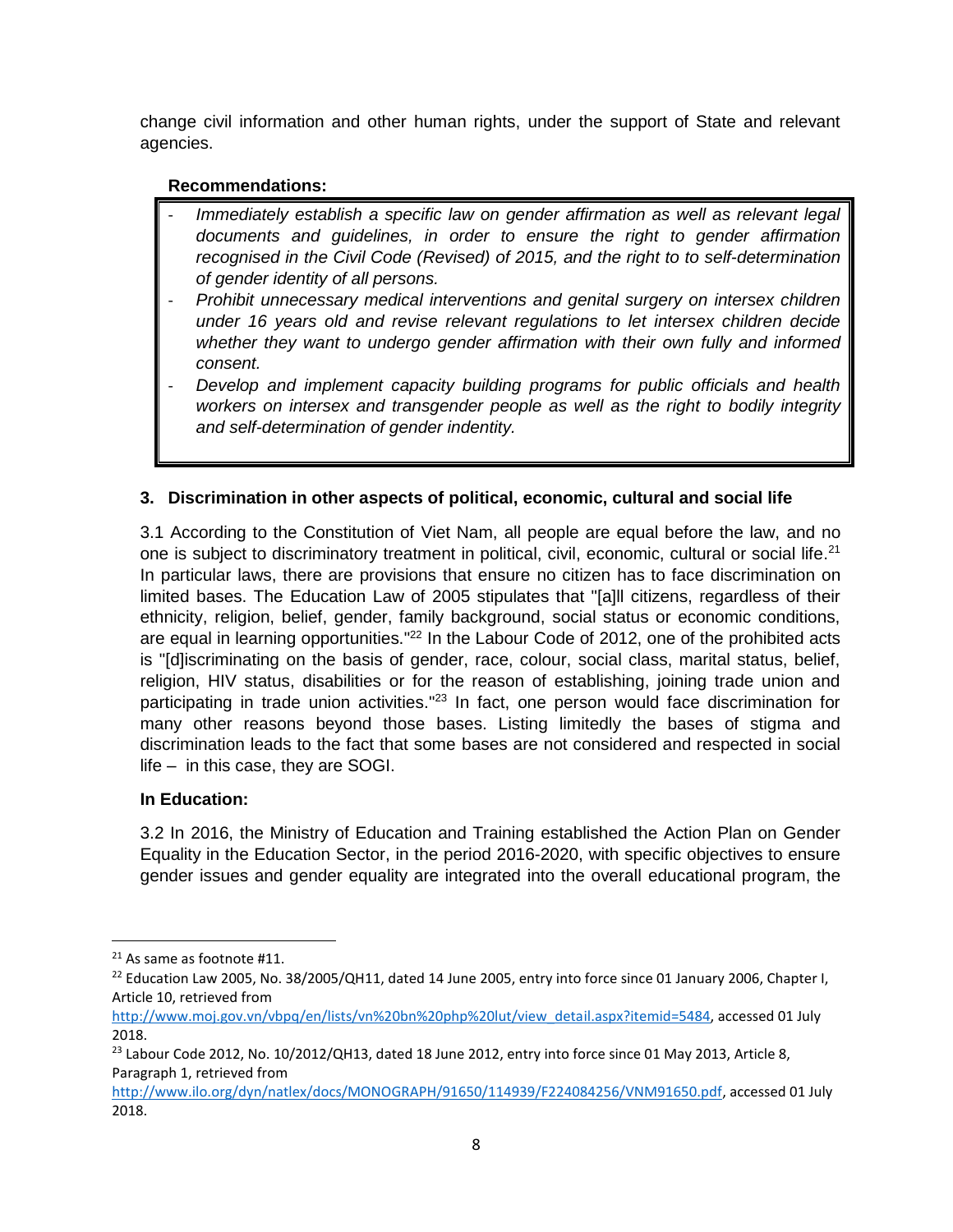change civil information and other human rights, under the support of State and relevant agencies.

**Recommendations:**

- *Immediately establish a specific law on gender affirmation as well as relevant legal documents and guidelines, in order to ensure the right to gender affirmation recognised in the Civil Code (Revised) of 2015, and the right to to self-determination of gender identity of all persons.*
- *Prohibit unnecessary medical interventions and genital surgery on intersex children under 16 years old and revise relevant regulations to let intersex children decide whether they want to undergo gender affirmation with their own fully and informed consent.*
- *Develop and implement capacity building programs for public officials and health workers on intersex and transgender people as well as the right to bodily integrity and self-determination of gender indentity.*

### 3. Discrimination in other aspects of political, economic, cultural and social life

3.1 According to the Constitution of Viet Nam, all people are equal before the law, and no one is subject to discriminatory treatment in political, civil, economic, cultural or social life.[21] In particular laws, there are provisions that ensure no citizen has to face discrimination on limited bases. The Education Law of 2005 stipulates that "[a]ll citizens, regardless of their ethnicity, religion, belief, gender, family background, social status or economic conditions, are equal in learning opportunities."[22] In the Labour Code of 2012, one of the prohibited acts is "[d]iscriminating on the basis of gender, race, colour, social class, marital status, belief, religion, HIV status, disabilities or for the reason of establishing, joining trade union and participating in trade union activities."[23] In fact, one person would face discrimination for many other reasons beyond those bases. Listing limitedly the bases of stigma and discrimination leads to the fact that some bases are not considered and respected in social life – in this case, they are SOGI.

**In Education:**

3.2 In 2016, the Ministry of Education and Training established the Action Plan on Gender Equality in the Education Sector, in the period 2016-2020, with specific objectives to ensure gender issues and gender equality are integrated into the overall educational program, the

---

[21] As same as footnote #11.

[22] Education Law 2005, No. 38/2005/QH11, dated 14 June 2005, entry into force since 01 January 2006, Chapter I, Article 10, retrieved from http://www.moj.gov.vn/vbpq/en/lists/vn%20bn%20php%20lut/view_detail.aspx?itemid=5484, accessed 01 July 2018.

[23] Labour Code 2012, No. 10/2012/QH13, dated 18 June 2012, entry into force since 01 May 2013, Article 8, Paragraph 1, retrieved from http://www.ilo.org/dyn/natlex/docs/MONOGRAPH/91650/114939/F224084256/VNM91650.pdf, accessed 01 July 2018.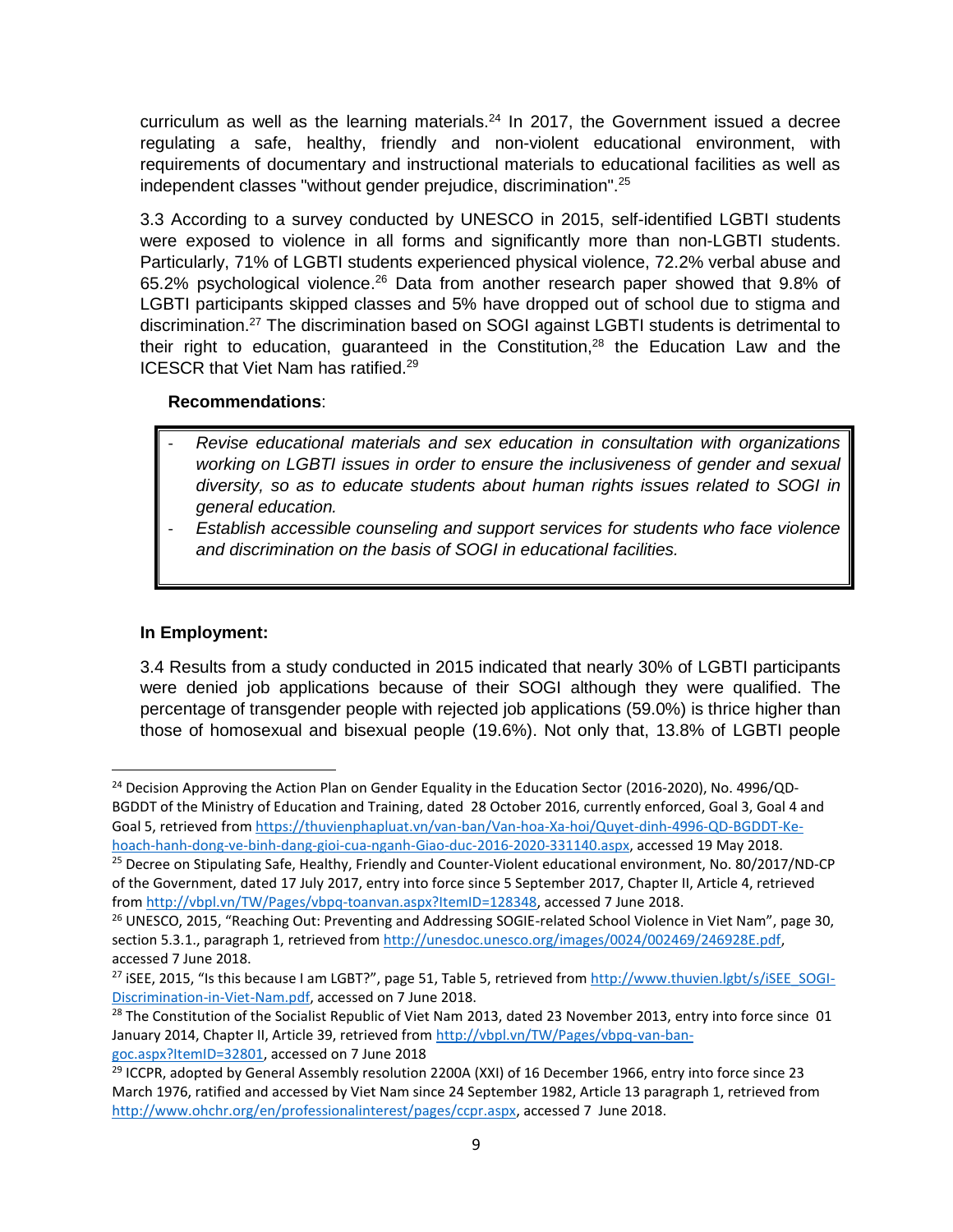curriculum as well as the learning materials.[24] In 2017, the Government issued a decree regulating a safe, healthy, friendly and non-violent educational environment, with requirements of documentary and instructional materials to educational facilities as well as independent classes "without gender prejudice, discrimination".[25]

3.3 According to a survey conducted by UNESCO in 2015, self-identified LGBTI students were exposed to violence in all forms and significantly more than non-LGBTI students. Particularly, 71% of LGBTI students experienced physical violence, 72.2% verbal abuse and 65.2% psychological violence.[26] Data from another research paper showed that 9.8% of LGBTI participants skipped classes and 5% have dropped out of school due to stigma and discrimination.[27] The discrimination based on SOGI against LGBTI students is detrimental to their right to education, guaranteed in the Constitution,[28] the Education Law and the ICESCR that Viet Nam has ratified.[29]

**Recommendations**:

- *Revise educational materials and sex education in consultation with organizations working on LGBTI issues in order to ensure the inclusiveness of gender and sexual diversity, so as to educate students about human rights issues related to SOGI in general education.*
- *Establish accessible counseling and support services for students who face violence and discrimination on the basis of SOGI in educational facilities.*

**In Employment:**

3.4 Results from a study conducted in 2015 indicated that nearly 30% of LGBTI participants were denied job applications because of their SOGI although they were qualified. The percentage of transgender people with rejected job applications (59.0%) is thrice higher than those of homosexual and bisexual people (19.6%). Not only that, 13.8% of LGBTI people

---

[24] Decision Approving the Action Plan on Gender Equality in the Education Sector (2016-2020), No. 4996/QD-BGDDT of the Ministry of Education and Training, dated 28 October 2016, currently enforced, Goal 3, Goal 4 and Goal 5, retrieved from https://thuvienphapluat.vn/van-ban/Van-hoa-Xa-hoi/Quyet-dinh-4996-QD-BGDDT-Ke-hoach-hanh-dong-ve-binh-dang-gioi-cua-nganh-Giao-duc-2016-2020-331140.aspx, accessed 19 May 2018.

[25] Decree on Stipulating Safe, Healthy, Friendly and Counter-Violent educational environment, No. 80/2017/ND-CP of the Government, dated 17 July 2017, entry into force since 5 September 2017, Chapter II, Article 4, retrieved from http://vbpl.vn/TW/Pages/vbpq-toanvan.aspx?ItemID=128348, accessed 7 June 2018.

[26] UNESCO, 2015, "Reaching Out: Preventing and Addressing SOGIE-related School Violence in Viet Nam", page 30, section 5.3.1., paragraph 1, retrieved from http://unesdoc.unesco.org/images/0024/002469/246928E.pdf, accessed 7 June 2018.

[27] iSEE, 2015, "Is this because I am LGBT?", page 51, Table 5, retrieved from http://www.thuvien.lgbt/s/iSEE_SOGI-Discrimination-in-Viet-Nam.pdf, accessed on 7 June 2018.

[28] The Constitution of the Socialist Republic of Viet Nam 2013, dated 23 November 2013, entry into force since 01 January 2014, Chapter II, Article 39, retrieved from http://vbpl.vn/TW/Pages/vbpq-van-ban-goc.aspx?ItemID=32801, accessed on 7 June 2018

[29] ICCPR, adopted by General Assembly resolution 2200A (XXI) of 16 December 1966, entry into force since 23 March 1976, ratified and accessed by Viet Nam since 24 September 1982, Article 13 paragraph 1, retrieved from http://www.ohchr.org/en/professionalinterest/pages/ccpr.aspx, accessed 7 June 2018.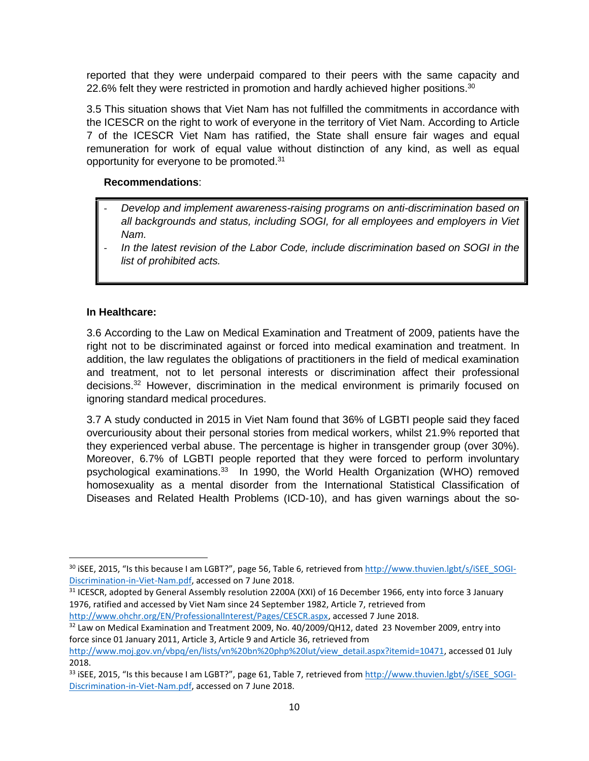reported that they were underpaid compared to their peers with the same capacity and 22.6% felt they were restricted in promotion and hardly achieved higher positions.[30]

3.5 This situation shows that Viet Nam has not fulfilled the commitments in accordance with the ICESCR on the right to work of everyone in the territory of Viet Nam. According to Article 7 of the ICESCR Viet Nam has ratified, the State shall ensure fair wages and equal remuneration for work of equal value without distinction of any kind, as well as equal opportunity for everyone to be promoted.[31]

**Recommendations**:

- *Develop and implement awareness-raising programs on anti-discrimination based on all backgrounds and status, including SOGI, for all employees and employers in Viet Nam.*
- *In the latest revision of the Labor Code, include discrimination based on SOGI in the list of prohibited acts.*

**In Healthcare:**

3.6 According to the Law on Medical Examination and Treatment of 2009, patients have the right not to be discriminated against or forced into medical examination and treatment. In addition, the law regulates the obligations of practitioners in the field of medical examination and treatment, not to let personal interests or discrimination affect their professional decisions.[32] However, discrimination in the medical environment is primarily focused on ignoring standard medical procedures.

3.7 A study conducted in 2015 in Viet Nam found that 36% of LGBTI people said they faced overcuriousity about their personal stories from medical workers, whilst 21.9% reported that they experienced verbal abuse. The percentage is higher in transgender group (over 30%). Moreover, 6.7% of LGBTI people reported that they were forced to perform involuntary psychological examinations.[33] In 1990, the World Health Organization (WHO) removed homosexuality as a mental disorder from the International Statistical Classification of Diseases and Related Health Problems (ICD-10), and has given warnings about the so-

---

[30] iSEE, 2015, "Is this because I am LGBT?", page 56, Table 6, retrieved from http://www.thuvien.lgbt/s/iSEE_SOGI-Discrimination-in-Viet-Nam.pdf, accessed on 7 June 2018.

[31] ICESCR, adopted by General Assembly resolution 2200A (XXI) of 16 December 1966, enty into force 3 January 1976, ratified and accessed by Viet Nam since 24 September 1982, Article 7, retrieved from http://www.ohchr.org/EN/ProfessionalInterest/Pages/CESCR.aspx, accessed 7 June 2018.

[32] Law on Medical Examination and Treatment 2009, No. 40/2009/QH12, dated 23 November 2009, entry into force since 01 January 2011, Article 3, Article 9 and Article 36, retrieved from http://www.moj.gov.vn/vbpq/en/lists/vn%20bn%20php%20lut/view_detail.aspx?itemid=10471, accessed 01 July 2018.

[33] iSEE, 2015, "Is this because I am LGBT?", page 61, Table 7, retrieved from http://www.thuvien.lgbt/s/iSEE_SOGI-Discrimination-in-Viet-Nam.pdf, accessed on 7 June 2018.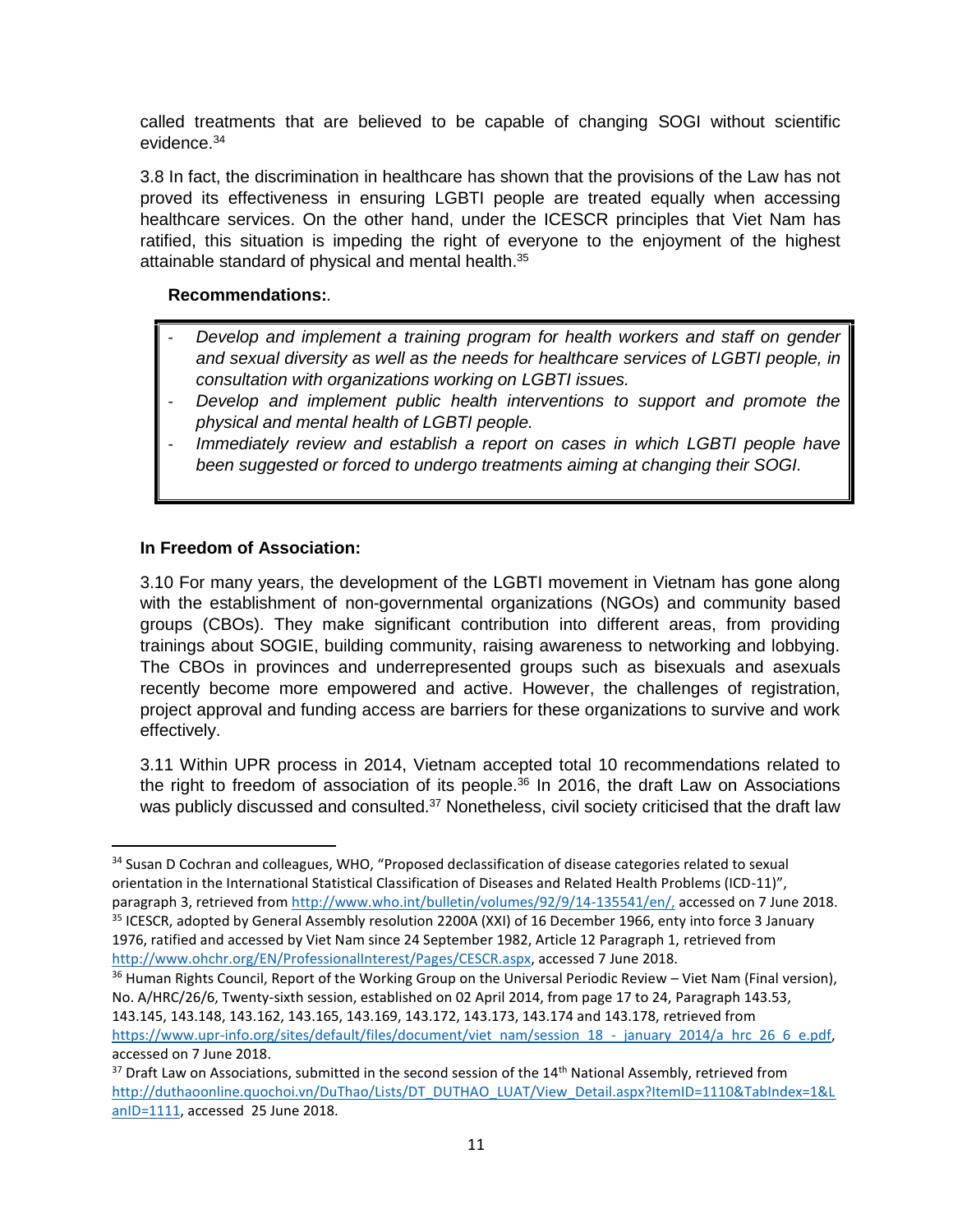called treatments that are believed to be capable of changing SOGI without scientific evidence.[34]

3.8 In fact, the discrimination in healthcare has shown that the provisions of the Law has not proved its effectiveness in ensuring LGBTI people are treated equally when accessing healthcare services. On the other hand, under the ICESCR principles that Viet Nam has ratified, this situation is impeding the right of everyone to the enjoyment of the highest attainable standard of physical and mental health.[35]

**Recommendations:**.

- *Develop and implement a training program for health workers and staff on gender and sexual diversity as well as the needs for healthcare services of LGBTI people, in consultation with organizations working on LGBTI issues.*
- *Develop and implement public health interventions to support and promote the physical and mental health of LGBTI people.*
- *Immediately review and establish a report on cases in which LGBTI people have been suggested or forced to undergo treatments aiming at changing their SOGI.*

**In Freedom of Association:**

3.10 For many years, the development of the LGBTI movement in Vietnam has gone along with the establishment of non-governmental organizations (NGOs) and community based groups (CBOs). They make significant contribution into different areas, from providing trainings about SOGIE, building community, raising awareness to networking and lobbying. The CBOs in provinces and underrepresented groups such as bisexuals and asexuals recently become more empowered and active. However, the challenges of registration, project approval and funding access are barriers for these organizations to survive and work effectively.

3.11 Within UPR process in 2014, Vietnam accepted total 10 recommendations related to the right to freedom of association of its people.[36] In 2016, the draft Law on Associations was publicly discussed and consulted.[37] Nonetheless, civil society criticised that the draft law

---

[34] Susan D Cochran and colleagues, WHO, "Proposed declassification of disease categories related to sexual orientation in the International Statistical Classification of Diseases and Related Health Problems (ICD-11)", paragraph 3, retrieved from http://www.who.int/bulletin/volumes/92/9/14-135541/en/, accessed on 7 June 2018.

[35] ICESCR, adopted by General Assembly resolution 2200A (XXI) of 16 December 1966, enty into force 3 January 1976, ratified and accessed by Viet Nam since 24 September 1982, Article 12 Paragraph 1, retrieved from http://www.ohchr.org/EN/ProfessionalInterest/Pages/CESCR.aspx, accessed 7 June 2018.

[36] Human Rights Council, Report of the Working Group on the Universal Periodic Review – Viet Nam (Final version), No. A/HRC/26/6, Twenty-sixth session, established on 02 April 2014, from page 17 to 24, Paragraph 143.53, 143.145, 143.148, 143.162, 143.165, 143.169, 143.172, 143.173, 143.174 and 143.178, retrieved from https://www.upr-info.org/sites/default/files/document/viet_nam/session_18_-_january_2014/a_hrc_26_6_e.pdf, accessed on 7 June 2018.

[37] Draft Law on Associations, submitted in the second session of the 14th National Assembly, retrieved from http://duthaoonline.quochoi.vn/DuThao/Lists/DT_DUTHAO_LUAT/View_Detail.aspx?ItemID=1110&TabIndex=1&LanID=1111, accessed 25 June 2018.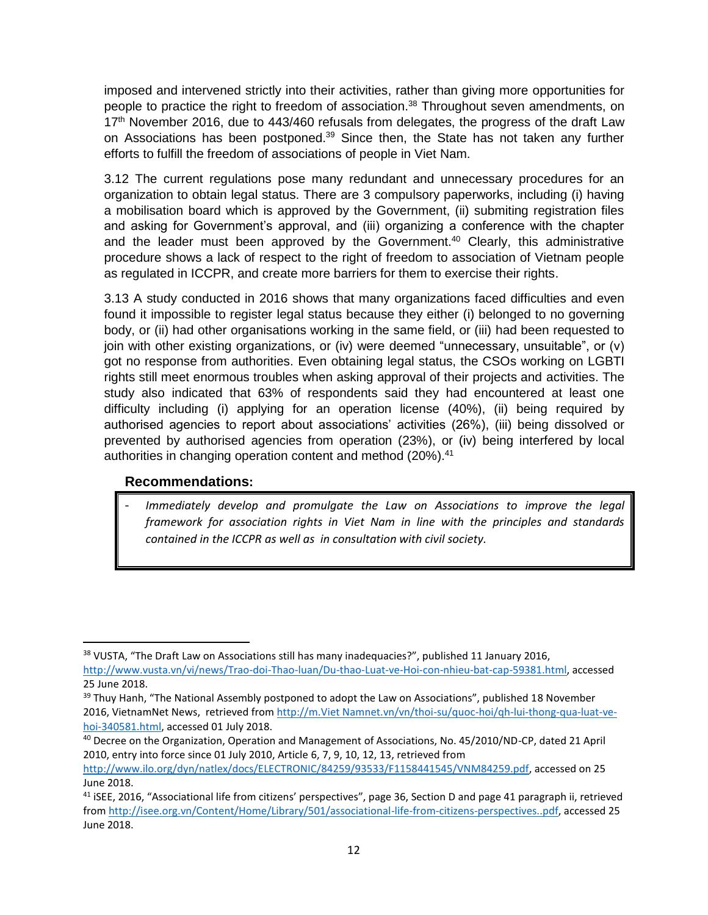imposed and intervened strictly into their activities, rather than giving more opportunities for people to practice the right to freedom of association.[38] Throughout seven amendments, on 17th November 2016, due to 443/460 refusals from delegates, the progress of the draft Law on Associations has been postponed.[39] Since then, the State has not taken any further efforts to fulfill the freedom of associations of people in Viet Nam.

3.12 The current regulations pose many redundant and unnecessary procedures for an organization to obtain legal status. There are 3 compulsory paperworks, including (i) having a mobilisation board which is approved by the Government, (ii) submiting registration files and asking for Government's approval, and (iii) organizing a conference with the chapter and the leader must been approved by the Government.[40] Clearly, this administrative procedure shows a lack of respect to the right of freedom to association of Vietnam people as regulated in ICCPR, and create more barriers for them to exercise their rights.

3.13 A study conducted in 2016 shows that many organizations faced difficulties and even found it impossible to register legal status because they either (i) belonged to no governing body, or (ii) had other organisations working in the same field, or (iii) had been requested to join with other existing organizations, or (iv) were deemed "unnecessary, unsuitable", or (v) got no response from authorities. Even obtaining legal status, the CSOs working on LGBTI rights still meet enormous troubles when asking approval of their projects and activities. The study also indicated that 63% of respondents said they had encountered at least one difficulty including (i) applying for an operation license (40%), (ii) being required by authorised agencies to report about associations' activities (26%), (iii) being dissolved or prevented by authorised agencies from operation (23%), or (iv) being interfered by local authorities in changing operation content and method (20%).[41]

**Recommendations:**

- *Immediately develop and promulgate the Law on Associations to improve the legal framework for association rights in Viet Nam in line with the principles and standards contained in the ICCPR as well as in consultation with civil society.*

---

[38] VUSTA, "The Draft Law on Associations still has many inadequacies?", published 11 January 2016, http://www.vusta.vn/vi/news/Trao-doi-Thao-luan/Du-thao-Luat-ve-Hoi-con-nhieu-bat-cap-59381.html, accessed 25 June 2018.

[39] Thuy Hanh, "The National Assembly postponed to adopt the Law on Associations", published 18 November 2016, VietnamNet News, retrieved from http://m.Viet Namnet.vn/vn/thoi-su/quoc-hoi/qh-lui-thong-qua-luat-ve-hoi-340581.html, accessed 01 July 2018.

[40] Decree on the Organization, Operation and Management of Associations, No. 45/2010/ND-CP, dated 21 April 2010, entry into force since 01 July 2010, Article 6, 7, 9, 10, 12, 13, retrieved from http://www.ilo.org/dyn/natlex/docs/ELECTRONIC/84259/93533/F1158441545/VNM84259.pdf, accessed on 25 June 2018.

[41] iSEE, 2016, "Associational life from citizens' perspectives", page 36, Section D and page 41 paragraph ii, retrieved from http://isee.org.vn/Content/Home/Library/501/associational-life-from-citizens-perspectives..pdf, accessed 25 June 2018.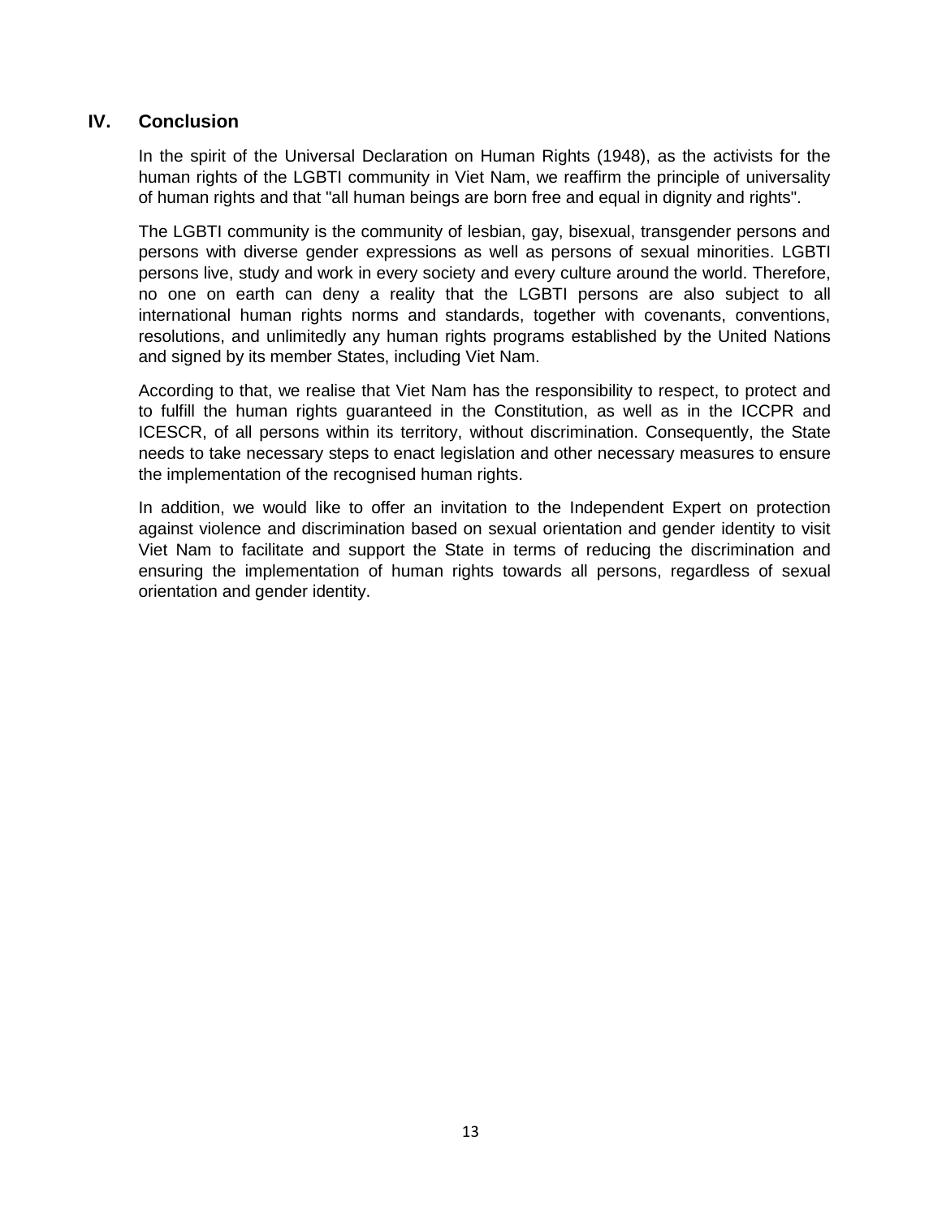## IV. Conclusion

In the spirit of the Universal Declaration on Human Rights (1948), as the activists for the human rights of the LGBTI community in Viet Nam, we reaffirm the principle of universality of human rights and that "all human beings are born free and equal in dignity and rights".

The LGBTI community is the community of lesbian, gay, bisexual, transgender persons and persons with diverse gender expressions as well as persons of sexual minorities. LGBTI persons live, study and work in every society and every culture around the world. Therefore, no one on earth can deny a reality that the LGBTI persons are also subject to all international human rights norms and standards, together with covenants, conventions, resolutions, and unlimitedly any human rights programs established by the United Nations and signed by its member States, including Viet Nam.

According to that, we realise that Viet Nam has the responsibility to respect, to protect and to fulfill the human rights guaranteed in the Constitution, as well as in the ICCPR and ICESCR, of all persons within its territory, without discrimination. Consequently, the State needs to take necessary steps to enact legislation and other necessary measures to ensure the implementation of the recognised human rights.

In addition, we would like to offer an invitation to the Independent Expert on protection against violence and discrimination based on sexual orientation and gender identity to visit Viet Nam to facilitate and support the State in terms of reducing the discrimination and ensuring the implementation of human rights towards all persons, regardless of sexual orientation and gender identity.